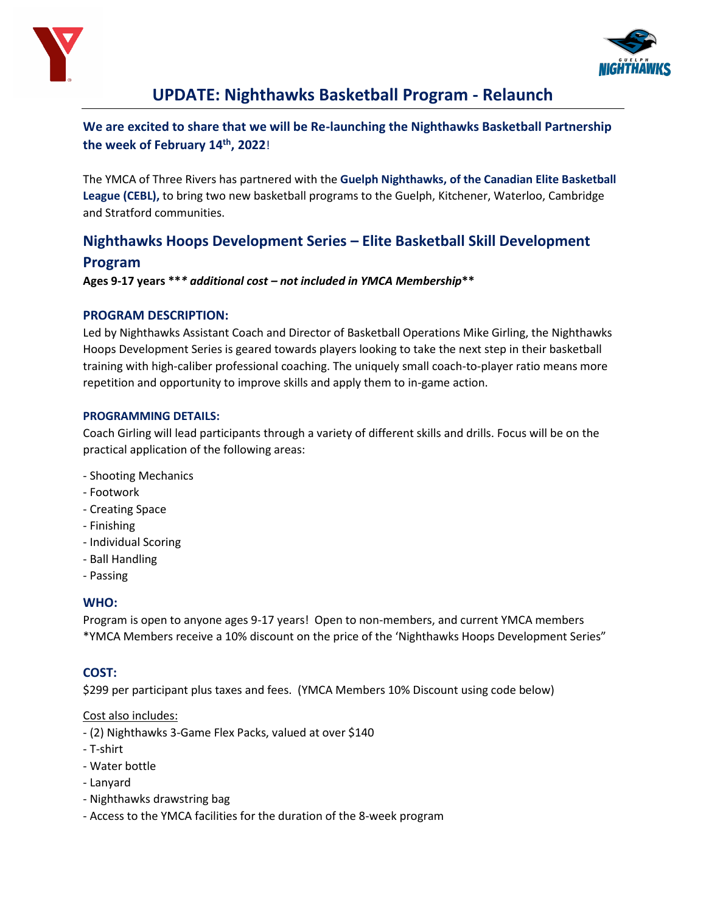# UPDATE: Nighthawks Basketball Program - Relaunch

**We are excited to share that we will be Re-launching the Nighthawks Basketball Partnership the week of February 14th, 2022!**

The YMCA of Three Rivers has partnered with the **Guelph Nighthawks, of the Canadian Elite Basketball League (CEBL),** to bring two new basketball programs to the Guelph, Kitchener, Waterloo, Cambridge and Stratford communities.

## Nighthawks Hoops Development Series – Elite Basketball Skill Development Program

**Ages 9-17 years \*\*\* *additional cost – not included in YMCA Membership*\*\***

### PROGRAM DESCRIPTION:

Led by Nighthawks Assistant Coach and Director of Basketball Operations Mike Girling, the Nighthawks Hoops Development Series is geared towards players looking to take the next step in their basketball training with high-caliber professional coaching. The uniquely small coach-to-player ratio means more repetition and opportunity to improve skills and apply them to in-game action.

#### PROGRAMMING DETAILS:

Coach Girling will lead participants through a variety of different skills and drills. Focus will be on the practical application of the following areas:

- Shooting Mechanics
- Footwork
- Creating Space
- Finishing
- Individual Scoring
- Ball Handling
- Passing

### WHO:

Program is open to anyone ages 9-17 years! Open to non-members, and current YMCA members
*YMCA Members receive a 10% discount on the price of the 'Nighthawks Hoops Development Series"

### COST:

$299 per participant plus taxes and fees. (YMCA Members 10% Discount using code below)

Cost also includes:

- (2) Nighthawks 3-Game Flex Packs, valued at over $140
- T-shirt
- Water bottle
- Lanyard
- Nighthawks drawstring bag
- Access to the YMCA facilities for the duration of the 8-week program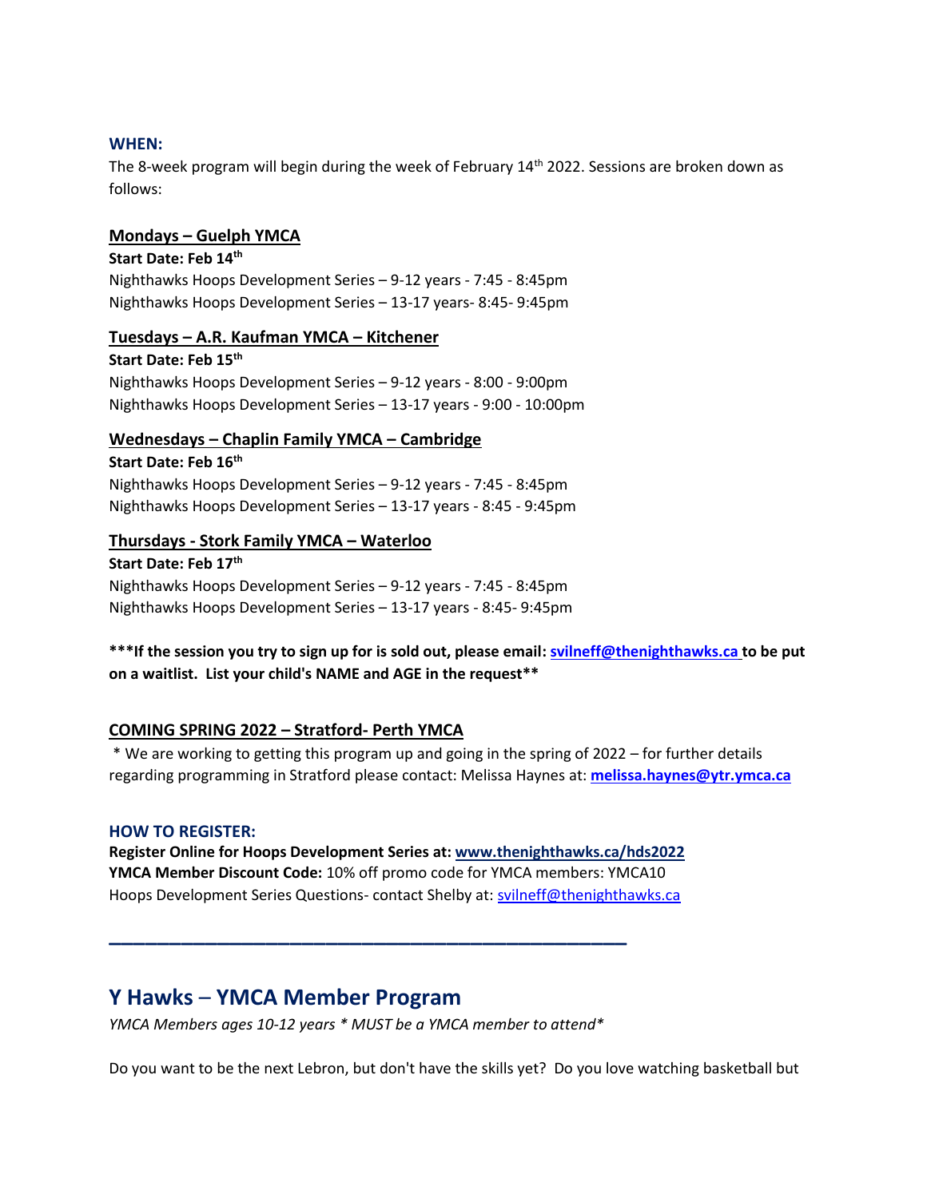### WHEN:

The 8-week program will begin during the week of February 14th 2022. Sessions are broken down as follows:

**Mondays – Guelph YMCA**

**Start Date: Feb 14th**

Nighthawks Hoops Development Series – 9-12 years - 7:45 - 8:45pm
Nighthawks Hoops Development Series – 13-17 years- 8:45- 9:45pm

**Tuesdays – A.R. Kaufman YMCA – Kitchener**

**Start Date: Feb 15th**

Nighthawks Hoops Development Series – 9-12 years - 8:00 - 9:00pm
Nighthawks Hoops Development Series – 13-17 years - 9:00 - 10:00pm

**Wednesdays – Chaplin Family YMCA – Cambridge**

**Start Date: Feb 16th**

Nighthawks Hoops Development Series – 9-12 years - 7:45 - 8:45pm
Nighthawks Hoops Development Series – 13-17 years - 8:45 - 9:45pm

**Thursdays - Stork Family YMCA – Waterloo**

**Start Date: Feb 17th**

Nighthawks Hoops Development Series – 9-12 years - 7:45 - 8:45pm
Nighthawks Hoops Development Series – 13-17 years - 8:45- 9:45pm

**\*\*\*If the session you try to sign up for is sold out, please email: svilneff@thenighthawks.ca to be put on a waitlist. List your child's NAME and AGE in the request\*\***

**COMING SPRING 2022 – Stratford- Perth YMCA**

\* We are working to getting this program up and going in the spring of 2022 – for further details regarding programming in Stratford please contact: Melissa Haynes at: **melissa.haynes@ytr.ymca.ca**

### HOW TO REGISTER:

**Register Online for Hoops Development Series at: www.thenighthawks.ca/hds2022**
**YMCA Member Discount Code:** 10% off promo code for YMCA members: YMCA10
Hoops Development Series Questions- contact Shelby at: svilneff@thenighthawks.ca

---

## Y Hawks – YMCA Member Program

*YMCA Members ages 10-12 years \* MUST be a YMCA member to attend\**

Do you want to be the next Lebron, but don't have the skills yet? Do you love watching basketball but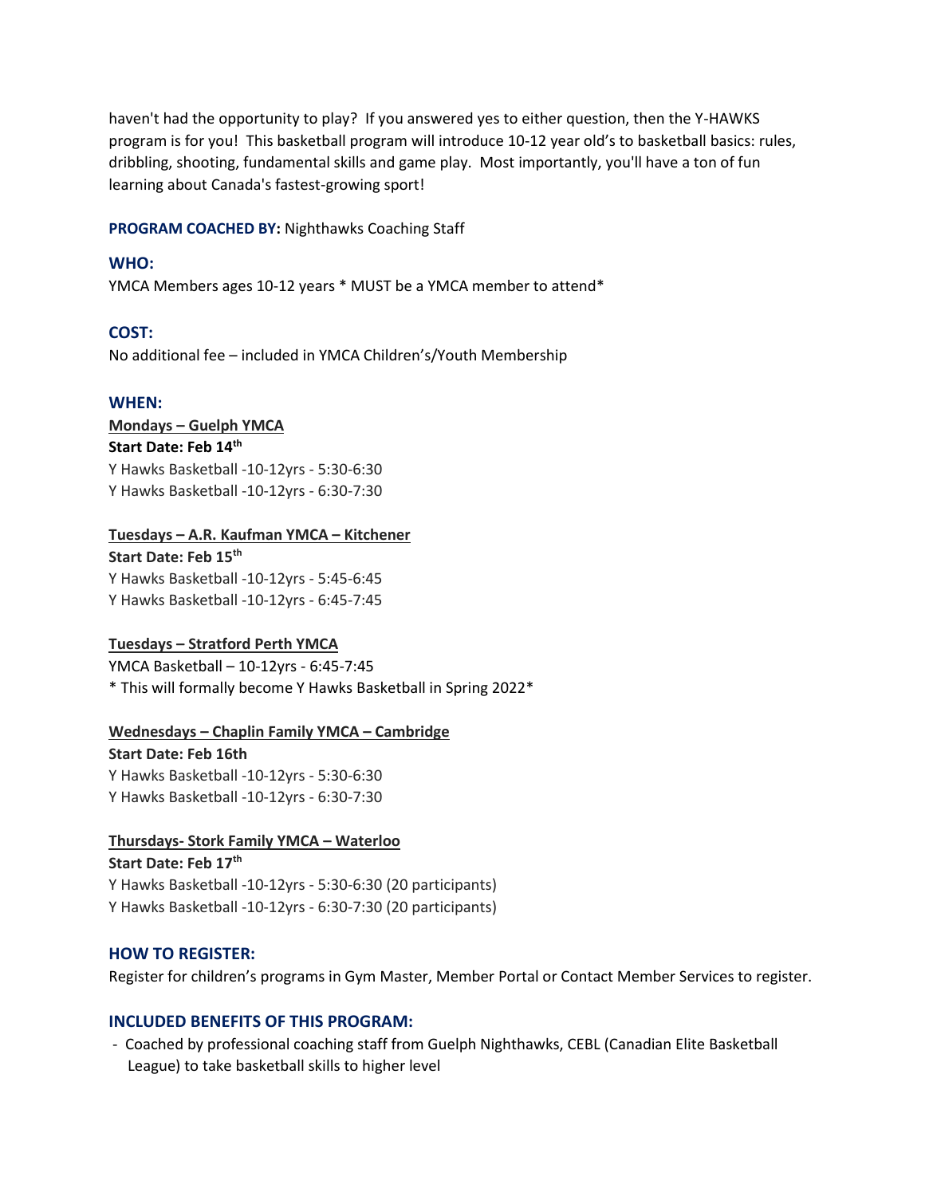haven't had the opportunity to play? If you answered yes to either question, then the Y-HAWKS program is for you! This basketball program will introduce 10-12 year old's to basketball basics: rules, dribbling, shooting, fundamental skills and game play. Most importantly, you'll have a ton of fun learning about Canada's fastest-growing sport!

**PROGRAM COACHED BY:** Nighthawks Coaching Staff

### WHO:

YMCA Members ages 10-12 years * MUST be a YMCA member to attend*

### COST:

No additional fee – included in YMCA Children's/Youth Membership

### WHEN:

**Mondays – Guelph YMCA**
**Start Date: Feb 14th**
Y Hawks Basketball -10-12yrs - 5:30-6:30
Y Hawks Basketball -10-12yrs - 6:30-7:30

**Tuesdays – A.R. Kaufman YMCA – Kitchener**
**Start Date: Feb 15th**
Y Hawks Basketball -10-12yrs - 5:45-6:45
Y Hawks Basketball -10-12yrs - 6:45-7:45

**Tuesdays – Stratford Perth YMCA**
YMCA Basketball – 10-12yrs - 6:45-7:45
* This will formally become Y Hawks Basketball in Spring 2022*

**Wednesdays – Chaplin Family YMCA – Cambridge**
**Start Date: Feb 16th**
Y Hawks Basketball -10-12yrs - 5:30-6:30
Y Hawks Basketball -10-12yrs - 6:30-7:30

**Thursdays- Stork Family YMCA – Waterloo**
**Start Date: Feb 17th**
Y Hawks Basketball -10-12yrs - 5:30-6:30 (20 participants)
Y Hawks Basketball -10-12yrs - 6:30-7:30 (20 participants)

### HOW TO REGISTER:

Register for children's programs in Gym Master, Member Portal or Contact Member Services to register.

### INCLUDED BENEFITS OF THIS PROGRAM:

- Coached by professional coaching staff from Guelph Nighthawks, CEBL (Canadian Elite Basketball League) to take basketball skills to higher level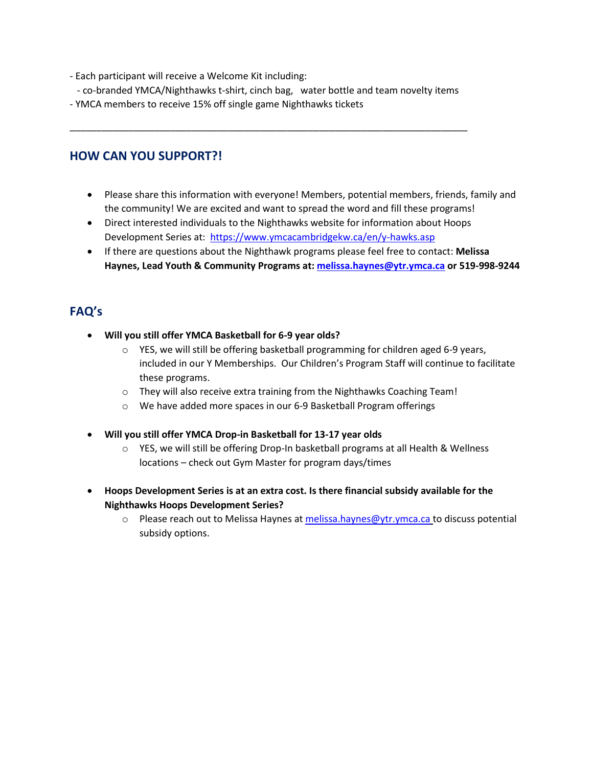- Each participant will receive a Welcome Kit including:
  - co-branded YMCA/Nighthawks t-shirt, cinch bag,   water bottle and team novelty items
- YMCA members to receive 15% off single game Nighthawks tickets

---

## HOW CAN YOU SUPPORT?!

- Please share this information with everyone! Members, potential members, friends, family and the community! We are excited and want to spread the word and fill these programs!
- Direct interested individuals to the Nighthawks website for information about Hoops Development Series at:  https://www.ymcacambridgekw.ca/en/y-hawks.asp
- If there are questions about the Nighthawk programs please feel free to contact: **Melissa Haynes, Lead Youth & Community Programs at: melissa.haynes@ytr.ymca.ca or 519-998-9244**

## FAQ's

- **Will you still offer YMCA Basketball for 6-9 year olds?**
  - YES, we will still be offering basketball programming for children aged 6-9 years, included in our Y Memberships.  Our Children's Program Staff will continue to facilitate these programs.
  - They will also receive extra training from the Nighthawks Coaching Team!
  - We have added more spaces in our 6-9 Basketball Program offerings

- **Will you still offer YMCA Drop-in Basketball for 13-17 year olds**
  - YES, we will still be offering Drop-In basketball programs at all Health & Wellness locations – check out Gym Master for program days/times

- **Hoops Development Series is at an extra cost. Is there financial subsidy available for the Nighthawks Hoops Development Series?**
  - Please reach out to Melissa Haynes at melissa.haynes@ytr.ymca.ca to discuss potential subsidy options.